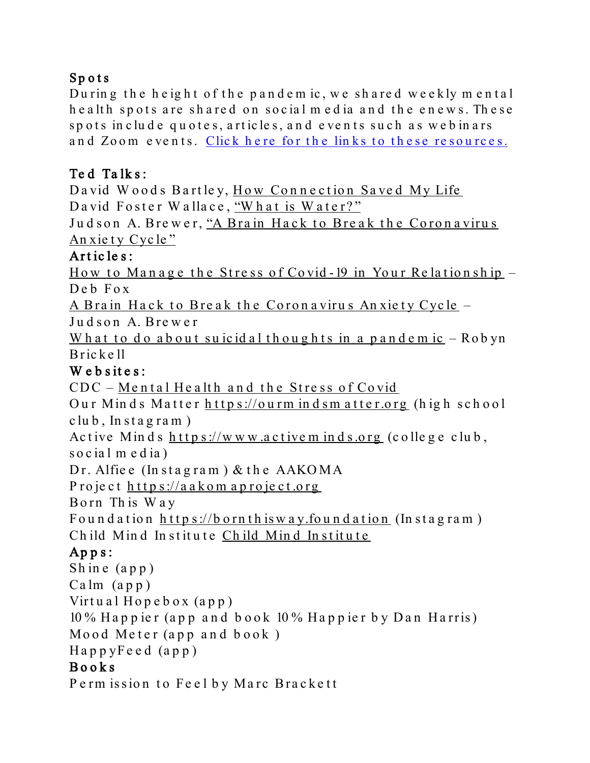**Spots**

During the height of the pandemic, we shared weekly mental health spots are shared on social media and the enews. These spots include quotes, articles, and events such as webinars and Zoom events. Click here for the links to these resources.

**Ted Talks:**

David Woods Bartley, How Connection Saved My Life
David Foster Wallace, "What is Water?"
Judson A. Brewer, "A Brain Hack to Break the Coronavirus Anxiety Cycle"

**Articles:**

How to Manage the Stress of Covid-19 in Your Relationship – Deb Fox
A Brain Hack to Break the Coronavirus Anxiety Cycle – Judson A. Brewer
What to do about suicidal thoughts in a pandemic – Robyn Brickell

**Websites:**

CDC – Mental Health and the Stress of Covid
Our Minds Matter https://ourmindsmatter.org (high school club, Instagram)
Active Minds https://www.activeminds.org (college club, social media)
Dr. Alfiee (Instagram) & the AAKOMA Project https://aakomaproject.org
Born This Way Foundation https://bornthisway.foundation (Instagram)
Child Mind Institute Child Mind Institute

**Apps:**

Shine (app)
Calm (app)
Virtual Hopebox (app)
10% Happier (app and book 10% Happier by Dan Harris)
Mood Meter (app and book )
HappyFeed (app)

**Books**

Permission to Feel by Marc Brackett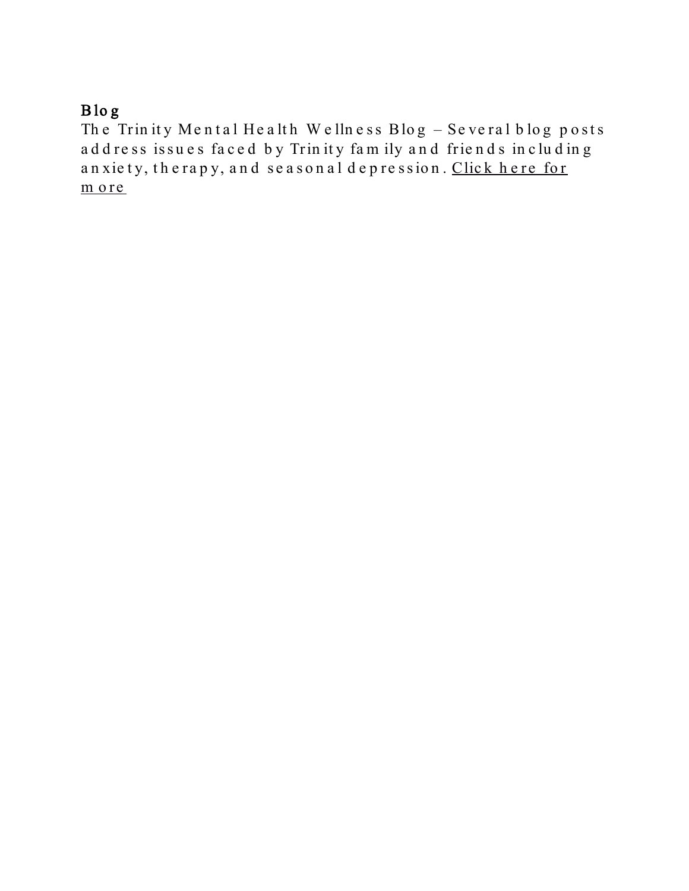### Blog

The Trinity Mental Health Wellness Blog – Several blog posts address issues faced by Trinity family and friends including anxiety, therapy, and seasonal depression. Click here for more